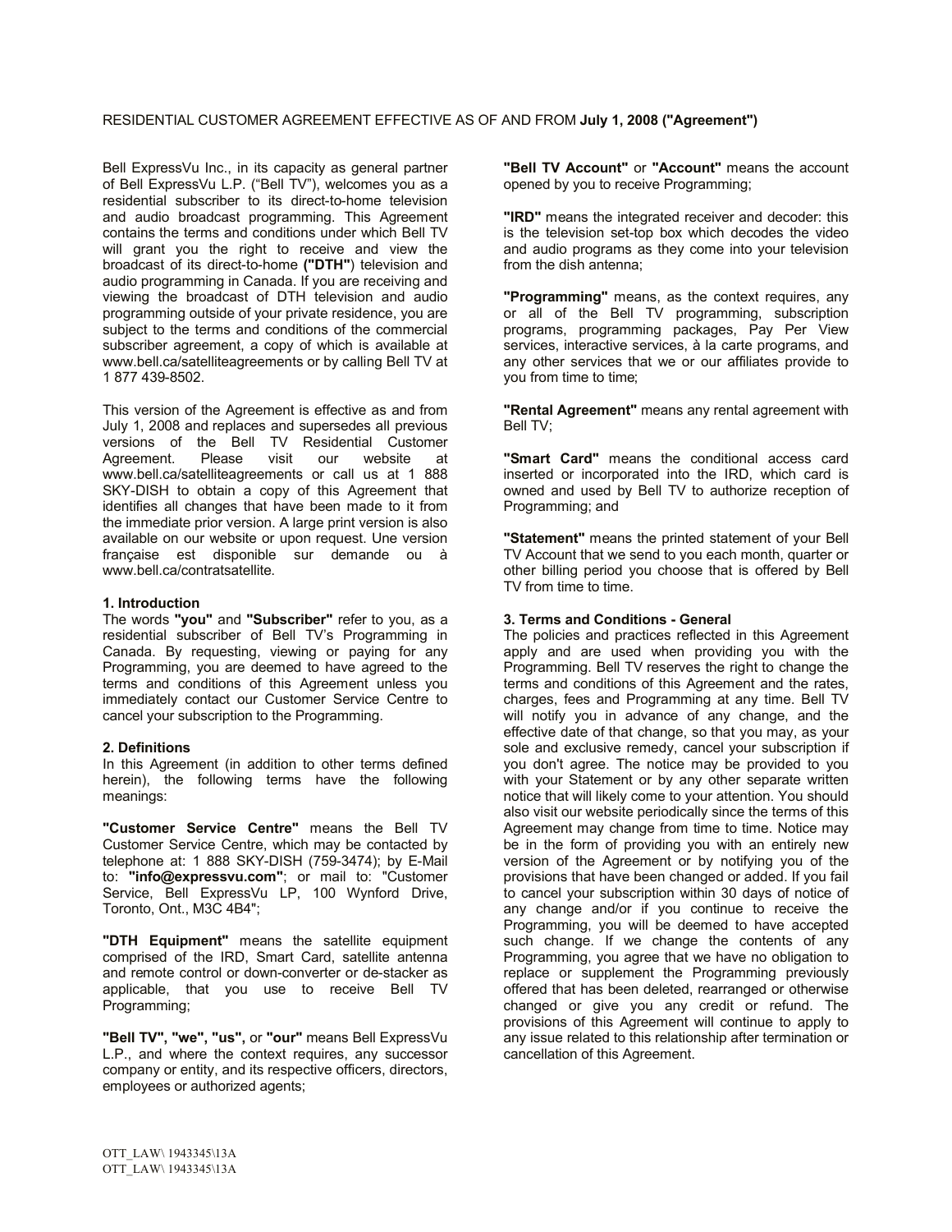RESIDENTIAL CUSTOMER AGREEMENT EFFECTIVE AS OF AND FROM **July 1, 2008 ("Agreement")**

Bell ExpressVu Inc., in its capacity as general partner of Bell ExpressVu L.P. ("Bell TV"), welcomes you as a residential subscriber to its direct-to-home television and audio broadcast programming. This Agreement contains the terms and conditions under which Bell TV will grant you the right to receive and view the broadcast of its direct-to-home **("DTH")** television and audio programming in Canada. If you are receiving and viewing the broadcast of DTH television and audio programming outside of your private residence, you are subject to the terms and conditions of the commercial subscriber agreement, a copy of which is available at www.bell.ca/satelliteagreements or by calling Bell TV at 1 877 439-8502.

This version of the Agreement is effective as and from July 1, 2008 and replaces and supersedes all previous versions of the Bell TV Residential Customer Agreement. Please visit our website at www.bell.ca/satelliteagreements or call us at 1 888 SKY-DISH to obtain a copy of this Agreement that identifies all changes that have been made to it from the immediate prior version. A large print version is also available on our website or upon request. Une version française est disponible sur demande ou à www.bell.ca/contratsatellite.

**1. Introduction**

The words **"you"** and **"Subscriber"** refer to you, as a residential subscriber of Bell TV's Programming in Canada. By requesting, viewing or paying for any Programming, you are deemed to have agreed to the terms and conditions of this Agreement unless you immediately contact our Customer Service Centre to cancel your subscription to the Programming.

**2. Definitions**

In this Agreement (in addition to other terms defined herein), the following terms have the following meanings:

**"Customer Service Centre"** means the Bell TV Customer Service Centre, which may be contacted by telephone at: 1 888 SKY-DISH (759-3474); by E-Mail to: **"info@expressvu.com"**; or mail to: "Customer Service, Bell ExpressVu LP, 100 Wynford Drive, Toronto, Ont., M3C 4B4";

**"DTH Equipment"** means the satellite equipment comprised of the IRD, Smart Card, satellite antenna and remote control or down-converter or de-stacker as applicable, that you use to receive Bell TV Programming;

**"Bell TV", "we", "us",** or **"our"** means Bell ExpressVu L.P., and where the context requires, any successor company or entity, and its respective officers, directors, employees or authorized agents;

**"Bell TV Account"** or **"Account"** means the account opened by you to receive Programming;

**"IRD"** means the integrated receiver and decoder: this is the television set-top box which decodes the video and audio programs as they come into your television from the dish antenna;

**"Programming"** means, as the context requires, any or all of the Bell TV programming, subscription programs, programming packages, Pay Per View services, interactive services, à la carte programs, and any other services that we or our affiliates provide to you from time to time;

**"Rental Agreement"** means any rental agreement with Bell TV;

**"Smart Card"** means the conditional access card inserted or incorporated into the IRD, which card is owned and used by Bell TV to authorize reception of Programming; and

**"Statement"** means the printed statement of your Bell TV Account that we send to you each month, quarter or other billing period you choose that is offered by Bell TV from time to time.

**3. Terms and Conditions - General**

The policies and practices reflected in this Agreement apply and are used when providing you with the Programming. Bell TV reserves the right to change the terms and conditions of this Agreement and the rates, charges, fees and Programming at any time. Bell TV will notify you in advance of any change, and the effective date of that change, so that you may, as your sole and exclusive remedy, cancel your subscription if you don't agree. The notice may be provided to you with your Statement or by any other separate written notice that will likely come to your attention. You should also visit our website periodically since the terms of this Agreement may change from time to time. Notice may be in the form of providing you with an entirely new version of the Agreement or by notifying you of the provisions that have been changed or added. If you fail to cancel your subscription within 30 days of notice of any change and/or if you continue to receive the Programming, you will be deemed to have accepted such change. If we change the contents of any Programming, you agree that we have no obligation to replace or supplement the Programming previously offered that has been deleted, rearranged or otherwise changed or give you any credit or refund. The provisions of this Agreement will continue to apply to any issue related to this relationship after termination or cancellation of this Agreement.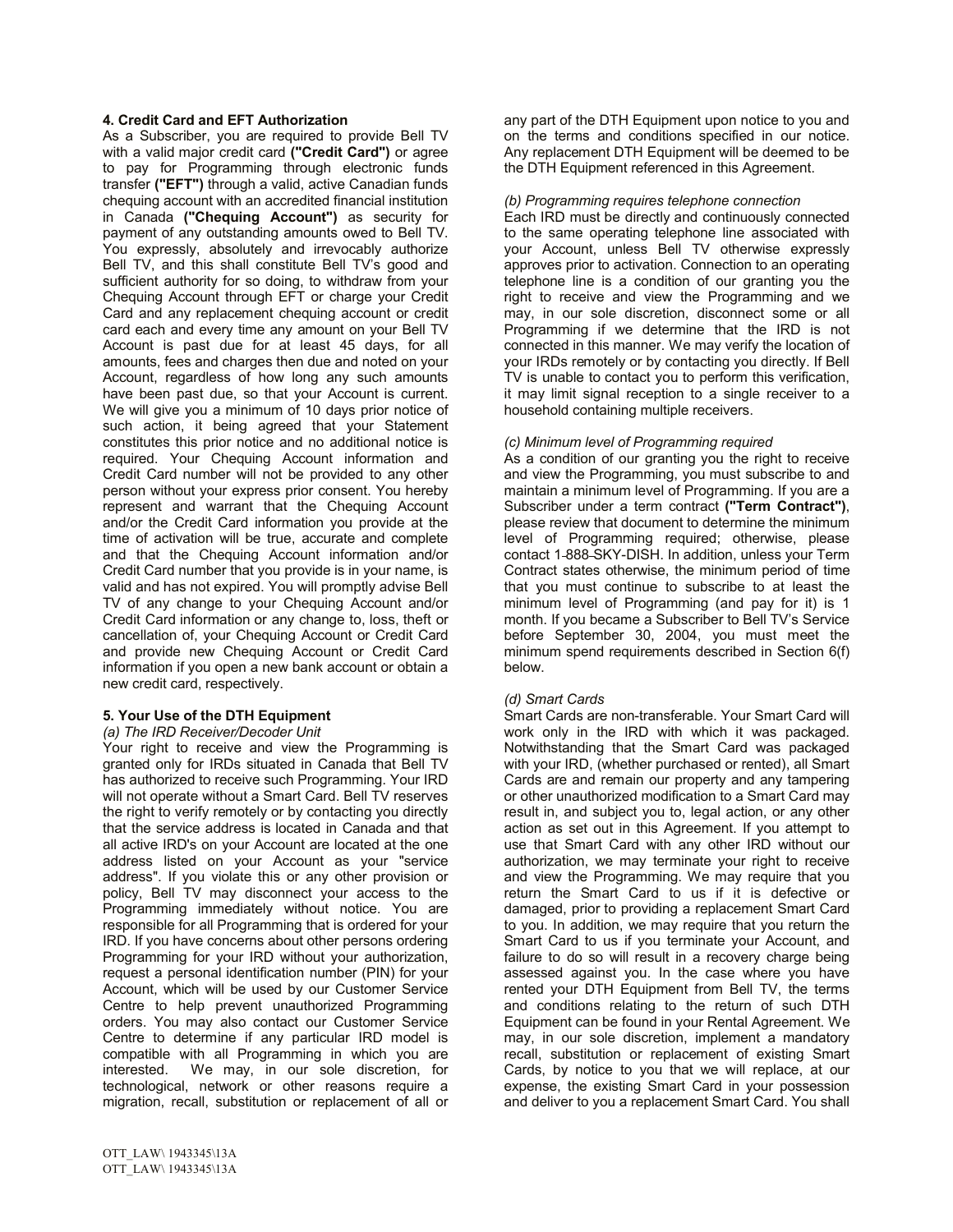### 4. Credit Card and EFT Authorization

As a Subscriber, you are required to provide Bell TV with a valid major credit card **("Credit Card")** or agree to pay for Programming through electronic funds transfer **("EFT")** through a valid, active Canadian funds chequing account with an accredited financial institution in Canada **("Chequing Account")** as security for payment of any outstanding amounts owed to Bell TV. You expressly, absolutely and irrevocably authorize Bell TV, and this shall constitute Bell TV's good and sufficient authority for so doing, to withdraw from your Chequing Account through EFT or charge your Credit Card and any replacement chequing account or credit card each and every time any amount on your Bell TV Account is past due for at least 45 days, for all amounts, fees and charges then due and noted on your Account, regardless of how long any such amounts have been past due, so that your Account is current. We will give you a minimum of 10 days prior notice of such action, it being agreed that your Statement constitutes this prior notice and no additional notice is required. Your Chequing Account information and Credit Card number will not be provided to any other person without your express prior consent. You hereby represent and warrant that the Chequing Account and/or the Credit Card information you provide at the time of activation will be true, accurate and complete and that the Chequing Account information and/or Credit Card number that you provide is in your name, is valid and has not expired. You will promptly advise Bell TV of any change to your Chequing Account and/or Credit Card information or any change to, loss, theft or cancellation of, your Chequing Account or Credit Card and provide new Chequing Account or Credit Card information if you open a new bank account or obtain a new credit card, respectively.

### 5. Your Use of the DTH Equipment

*(a) The IRD Receiver/Decoder Unit*

Your right to receive and view the Programming is granted only for IRDs situated in Canada that Bell TV has authorized to receive such Programming. Your IRD will not operate without a Smart Card. Bell TV reserves the right to verify remotely or by contacting you directly that the service address is located in Canada and that all active IRD's on your Account are located at the one address listed on your Account as your "service address". If you violate this or any other provision or policy, Bell TV may disconnect your access to the Programming immediately without notice. You are responsible for all Programming that is ordered for your IRD. If you have concerns about other persons ordering Programming for your IRD without your authorization, request a personal identification number (PIN) for your Account, which will be used by our Customer Service Centre to help prevent unauthorized Programming orders. You may also contact our Customer Service Centre to determine if any particular IRD model is compatible with all Programming in which you are interested. We may, in our sole discretion, for technological, network or other reasons require a migration, recall, substitution or replacement of all or any part of the DTH Equipment upon notice to you and on the terms and conditions specified in our notice. Any replacement DTH Equipment will be deemed to be the DTH Equipment referenced in this Agreement.

*(b) Programming requires telephone connection*

Each IRD must be directly and continuously connected to the same operating telephone line associated with your Account, unless Bell TV otherwise expressly approves prior to activation. Connection to an operating telephone line is a condition of our granting you the right to receive and view the Programming and we may, in our sole discretion, disconnect some or all Programming if we determine that the IRD is not connected in this manner. We may verify the location of your IRDs remotely or by contacting you directly. If Bell TV is unable to contact you to perform this verification, it may limit signal reception to a single receiver to a household containing multiple receivers.

*(c) Minimum level of Programming required*

As a condition of our granting you the right to receive and view the Programming, you must subscribe to and maintain a minimum level of Programming. If you are a Subscriber under a term contract **("Term Contract")**, please review that document to determine the minimum level of Programming required; otherwise, please contact 1-888-SKY-DISH. In addition, unless your Term Contract states otherwise, the minimum period of time that you must continue to subscribe to at least the minimum level of Programming (and pay for it) is 1 month. If you became a Subscriber to Bell TV's Service before September 30, 2004, you must meet the minimum spend requirements described in Section 6(f) below.

*(d) Smart Cards*

Smart Cards are non-transferable. Your Smart Card will work only in the IRD with which it was packaged. Notwithstanding that the Smart Card was packaged with your IRD, (whether purchased or rented), all Smart Cards are and remain our property and any tampering or other unauthorized modification to a Smart Card may result in, and subject you to, legal action, or any other action as set out in this Agreement. If you attempt to use that Smart Card with any other IRD without our authorization, we may terminate your right to receive and view the Programming. We may require that you return the Smart Card to us if it is defective or damaged, prior to providing a replacement Smart Card to you. In addition, we may require that you return the Smart Card to us if you terminate your Account, and failure to do so will result in a recovery charge being assessed against you. In the case where you have rented your DTH Equipment from Bell TV, the terms and conditions relating to the return of such DTH Equipment can be found in your Rental Agreement. We may, in our sole discretion, implement a mandatory recall, substitution or replacement of existing Smart Cards, by notice to you that we will replace, at our expense, the existing Smart Card in your possession and deliver to you a replacement Smart Card. You shall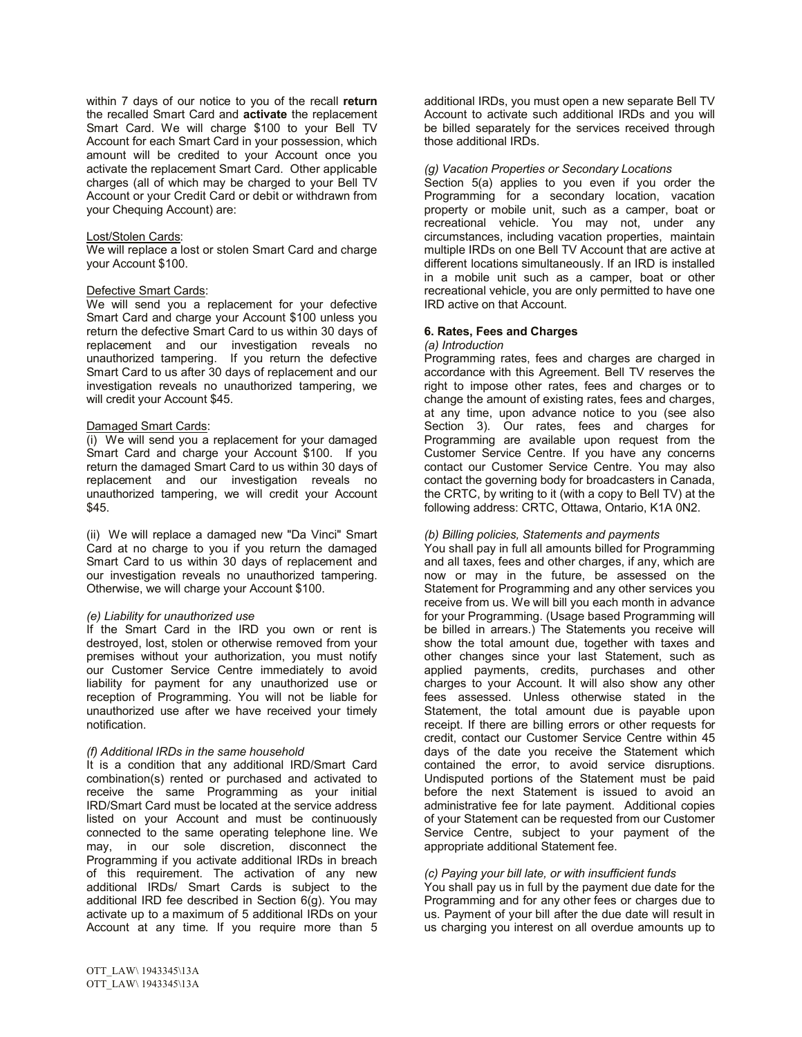within 7 days of our notice to you of the recall **return** the recalled Smart Card and **activate** the replacement Smart Card. We will charge $100 to your Bell TV Account for each Smart Card in your possession, which amount will be credited to your Account once you activate the replacement Smart Card. Other applicable charges (all of which may be charged to your Bell TV Account or your Credit Card or debit or withdrawn from your Chequing Account) are:

<u>Lost/Stolen Cards</u>:
We will replace a lost or stolen Smart Card and charge your Account $100.

<u>Defective Smart Cards</u>:
We will send you a replacement for your defective Smart Card and charge your Account $100 unless you return the defective Smart Card to us within 30 days of replacement and our investigation reveals no unauthorized tampering. If you return the defective Smart Card to us after 30 days of replacement and our investigation reveals no unauthorized tampering, we will credit your Account $45.

<u>Damaged Smart Cards</u>:
(i) We will send you a replacement for your damaged Smart Card and charge your Account $100. If you return the damaged Smart Card to us within 30 days of replacement and our investigation reveals no unauthorized tampering, we will credit your Account $45.

(ii) We will replace a damaged new "Da Vinci" Smart Card at no charge to you if you return the damaged Smart Card to us within 30 days of replacement and our investigation reveals no unauthorized tampering. Otherwise, we will charge your Account $100.

*(e) Liability for unauthorized use*
If the Smart Card in the IRD you own or rent is destroyed, lost, stolen or otherwise removed from your premises without your authorization, you must notify our Customer Service Centre immediately to avoid liability for payment for any unauthorized use or reception of Programming. You will not be liable for unauthorized use after we have received your timely notification.

*(f) Additional IRDs in the same household*
It is a condition that any additional IRD/Smart Card combination(s) rented or purchased and activated to receive the same Programming as your initial IRD/Smart Card must be located at the service address listed on your Account and must be continuously connected to the same operating telephone line. We may, in our sole discretion, disconnect the Programming if you activate additional IRDs in breach of this requirement. The activation of any new additional IRDs/ Smart Cards is subject to the additional IRD fee described in Section 6(g). You may activate up to a maximum of 5 additional IRDs on your Account at any time. If you require more than 5 additional IRDs, you must open a new separate Bell TV Account to activate such additional IRDs and you will be billed separately for the services received through those additional IRDs.

*(g) Vacation Properties or Secondary Locations*
Section 5(a) applies to you even if you order the Programming for a secondary location, vacation property or mobile unit, such as a camper, boat or recreational vehicle. You may not, under any circumstances, including vacation properties, maintain multiple IRDs on one Bell TV Account that are active at different locations simultaneously. If an IRD is installed in a mobile unit such as a camper, boat or other recreational vehicle, you are only permitted to have one IRD active on that Account.

### 6. Rates, Fees and Charges

*(a) Introduction*
Programming rates, fees and charges are charged in accordance with this Agreement. Bell TV reserves the right to impose other rates, fees and charges or to change the amount of existing rates, fees and charges, at any time, upon advance notice to you (see also Section 3). Our rates, fees and charges for Programming are available upon request from the Customer Service Centre. If you have any concerns contact our Customer Service Centre. You may also contact the governing body for broadcasters in Canada, the CRTC, by writing to it (with a copy to Bell TV) at the following address: CRTC, Ottawa, Ontario, K1A 0N2.

*(b) Billing policies, Statements and payments*
You shall pay in full all amounts billed for Programming and all taxes, fees and other charges, if any, which are now or may in the future, be assessed on the Statement for Programming and any other services you receive from us. We will bill you each month in advance for your Programming. (Usage based Programming will be billed in arrears.) The Statements you receive will show the total amount due, together with taxes and other changes since your last Statement, such as applied payments, credits, purchases and other charges to your Account. It will also show any other fees assessed. Unless otherwise stated in the Statement, the total amount due is payable upon receipt. If there are billing errors or other requests for credit, contact our Customer Service Centre within 45 days of the date you receive the Statement which contained the error, to avoid service disruptions. Undisputed portions of the Statement must be paid before the next Statement is issued to avoid an administrative fee for late payment. Additional copies of your Statement can be requested from our Customer Service Centre, subject to your payment of the appropriate additional Statement fee.

*(c) Paying your bill late, or with insufficient funds*
You shall pay us in full by the payment due date for the Programming and for any other fees or charges due to us. Payment of your bill after the due date will result in us charging you interest on all overdue amounts up to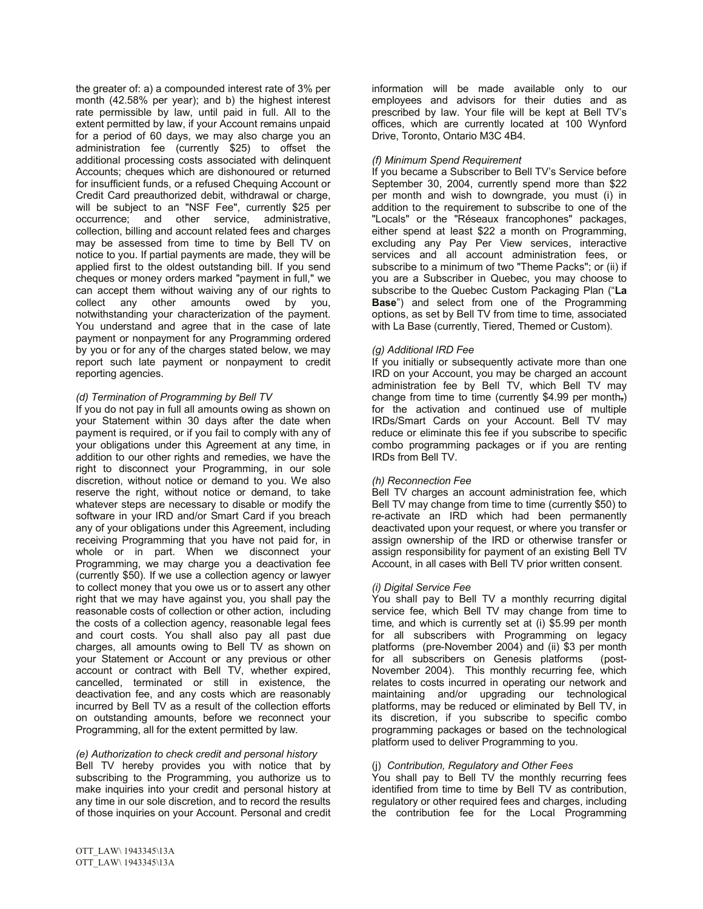the greater of: a) a compounded interest rate of 3% per month (42.58% per year); and b) the highest interest rate permissible by law, until paid in full. All to the extent permitted by law, if your Account remains unpaid for a period of 60 days, we may also charge you an administration fee (currently $25) to offset the additional processing costs associated with delinquent Accounts; cheques which are dishonoured or returned for insufficient funds, or a refused Chequing Account or Credit Card preauthorized debit, withdrawal or charge, will be subject to an "NSF Fee", currently $25 per occurrence; and other service, administrative, collection, billing and account related fees and charges may be assessed from time to time by Bell TV on notice to you. If partial payments are made, they will be applied first to the oldest outstanding bill. If you send cheques or money orders marked "payment in full," we can accept them without waiving any of our rights to collect any other amounts owed by you, notwithstanding your characterization of the payment. You understand and agree that in the case of late payment or nonpayment for any Programming ordered by you or for any of the charges stated below, we may report such late payment or nonpayment to credit reporting agencies.

*(d) Termination of Programming by Bell TV*

If you do not pay in full all amounts owing as shown on your Statement within 30 days after the date when payment is required, or if you fail to comply with any of your obligations under this Agreement at any time, in addition to our other rights and remedies, we have the right to disconnect your Programming, in our sole discretion, without notice or demand to you. We also reserve the right, without notice or demand, to take whatever steps are necessary to disable or modify the software in your IRD and/or Smart Card if you breach any of your obligations under this Agreement, including receiving Programming that you have not paid for, in whole or in part. When we disconnect your Programming, we may charge you a deactivation fee (currently $50). If we use a collection agency or lawyer to collect money that you owe us or to assert any other right that we may have against you, you shall pay the reasonable costs of collection or other action, including the costs of a collection agency, reasonable legal fees and court costs. You shall also pay all past due charges, all amounts owing to Bell TV as shown on your Statement or Account or any previous or other account or contract with Bell TV, whether expired, cancelled, terminated or still in existence, the deactivation fee, and any costs which are reasonably incurred by Bell TV as a result of the collection efforts on outstanding amounts, before we reconnect your Programming, all for the extent permitted by law.

*(e) Authorization to check credit and personal history*

Bell TV hereby provides you with notice that by subscribing to the Programming, you authorize us to make inquiries into your credit and personal history at any time in our sole discretion, and to record the results of those inquiries on your Account. Personal and credit information will be made available only to our employees and advisors for their duties and as prescribed by law. Your file will be kept at Bell TV's offices, which are currently located at 100 Wynford Drive, Toronto, Ontario M3C 4B4.

*(f) Minimum Spend Requirement*

If you became a Subscriber to Bell TV's Service before September 30, 2004, currently spend more than $22 per month and wish to downgrade, you must (i) in addition to the requirement to subscribe to one of the "Locals" or the "Réseaux francophones" packages, either spend at least $22 a month on Programming, excluding any Pay Per View services, interactive services and all account administration fees, or subscribe to a minimum of two "Theme Packs"; or (ii) if you are a Subscriber in Quebec, you may choose to subscribe to the Quebec Custom Packaging Plan ("**La Base**") and select from one of the Programming options, as set by Bell TV from time to time, associated with La Base (currently, Tiered, Themed or Custom).

*(g) Additional IRD Fee*

If you initially or subsequently activate more than one IRD on your Account, you may be charged an account administration fee by Bell TV, which Bell TV may change from time to time (currently $4.99 per month) for the activation and continued use of multiple IRDs/Smart Cards on your Account. Bell TV may reduce or eliminate this fee if you subscribe to specific combo programming packages or if you are renting IRDs from Bell TV.

*(h) Reconnection Fee*

Bell TV charges an account administration fee, which Bell TV may change from time to time (currently $50) to re-activate an IRD which had been permanently deactivated upon your request, or where you transfer or assign ownership of the IRD or otherwise transfer or assign responsibility for payment of an existing Bell TV Account, in all cases with Bell TV prior written consent.

*(i) Digital Service Fee*

You shall pay to Bell TV a monthly recurring digital service fee, which Bell TV may change from time to time, and which is currently set at (i) $5.99 per month for all subscribers with Programming on legacy platforms (pre-November 2004) and (ii) $3 per month for all subscribers on Genesis platforms (post-November 2004). This monthly recurring fee, which relates to costs incurred in operating our network and maintaining and/or upgrading our technological platforms, may be reduced or eliminated by Bell TV, in its discretion, if you subscribe to specific combo programming packages or based on the technological platform used to deliver Programming to you.

(j) *Contribution, Regulatory and Other Fees*

You shall pay to Bell TV the monthly recurring fees identified from time to time by Bell TV as contribution, regulatory or other required fees and charges, including the contribution fee for the Local Programming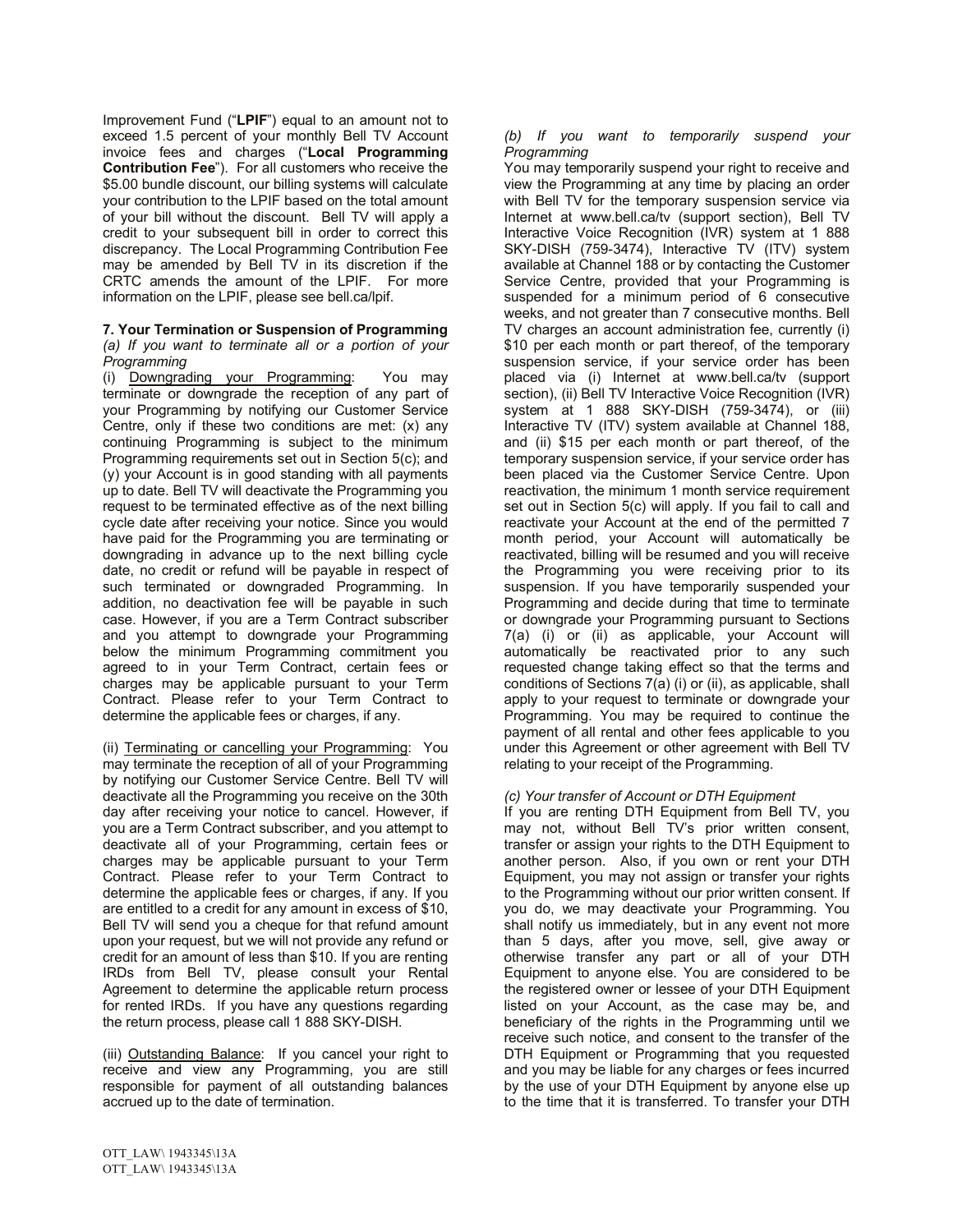Improvement Fund ("**LPIF**") equal to an amount not to exceed 1.5 percent of your monthly Bell TV Account invoice fees and charges ("**Local Programming Contribution Fee**"). For all customers who receive the $5.00 bundle discount, our billing systems will calculate your contribution to the LPIF based on the total amount of your bill without the discount. Bell TV will apply a credit to your subsequent bill in order to correct this discrepancy. The Local Programming Contribution Fee may be amended by Bell TV in its discretion if the CRTC amends the amount of the LPIF. For more information on the LPIF, please see bell.ca/lpif.

### 7. Your Termination or Suspension of Programming

*(a) If you want to terminate all or a portion of your Programming*

(i) Downgrading your Programming: You may terminate or downgrade the reception of any part of your Programming by notifying our Customer Service Centre, only if these two conditions are met: (x) any continuing Programming is subject to the minimum Programming requirements set out in Section 5(c); and (y) your Account is in good standing with all payments up to date. Bell TV will deactivate the Programming you request to be terminated effective as of the next billing cycle date after receiving your notice. Since you would have paid for the Programming you are terminating or downgrading in advance up to the next billing cycle date, no credit or refund will be payable in respect of such terminated or downgraded Programming. In addition, no deactivation fee will be payable in such case. However, if you are a Term Contract subscriber and you attempt to downgrade your Programming below the minimum Programming commitment you agreed to in your Term Contract, certain fees or charges may be applicable pursuant to your Term Contract. Please refer to your Term Contract to determine the applicable fees or charges, if any.

(ii) Terminating or cancelling your Programming: You may terminate the reception of all of your Programming by notifying our Customer Service Centre. Bell TV will deactivate all the Programming you receive on the 30th day after receiving your notice to cancel. However, if you are a Term Contract subscriber, and you attempt to deactivate all of your Programming, certain fees or charges may be applicable pursuant to your Term Contract. Please refer to your Term Contract to determine the applicable fees or charges, if any. If you are entitled to a credit for any amount in excess of $10, Bell TV will send you a cheque for that refund amount upon your request, but we will not provide any refund or credit for an amount of less than $10. If you are renting IRDs from Bell TV, please consult your Rental Agreement to determine the applicable return process for rented IRDs. If you have any questions regarding the return process, please call 1 888 SKY-DISH.

(iii) Outstanding Balance: If you cancel your right to receive and view any Programming, you are still responsible for payment of all outstanding balances accrued up to the date of termination.

*(b) If you want to temporarily suspend your Programming*

You may temporarily suspend your right to receive and view the Programming at any time by placing an order with Bell TV for the temporary suspension service via Internet at www.bell.ca/tv (support section), Bell TV Interactive Voice Recognition (IVR) system at 1 888 SKY-DISH (759-3474), Interactive TV (ITV) system available at Channel 188 or by contacting the Customer Service Centre, provided that your Programming is suspended for a minimum period of 6 consecutive weeks, and not greater than 7 consecutive months. Bell TV charges an account administration fee, currently (i) $10 per each month or part thereof, of the temporary suspension service, if your service order has been placed via (i) Internet at www.bell.ca/tv (support section), (ii) Bell TV Interactive Voice Recognition (IVR) system at 1 888 SKY-DISH (759-3474), or (iii) Interactive TV (ITV) system available at Channel 188, and (ii) $15 per each month or part thereof, of the temporary suspension service, if your service order has been placed via the Customer Service Centre. Upon reactivation, the minimum 1 month service requirement set out in Section 5(c) will apply. If you fail to call and reactivate your Account at the end of the permitted 7 month period, your Account will automatically be reactivated, billing will be resumed and you will receive the Programming you were receiving prior to its suspension. If you have temporarily suspended your Programming and decide during that time to terminate or downgrade your Programming pursuant to Sections 7(a) (i) or (ii) as applicable, your Account will automatically be reactivated prior to any such requested change taking effect so that the terms and conditions of Sections 7(a) (i) or (ii), as applicable, shall apply to your request to terminate or downgrade your Programming. You may be required to continue the payment of all rental and other fees applicable to you under this Agreement or other agreement with Bell TV relating to your receipt of the Programming.

*(c) Your transfer of Account or DTH Equipment*

If you are renting DTH Equipment from Bell TV, you may not, without Bell TV's prior written consent, transfer or assign your rights to the DTH Equipment to another person. Also, if you own or rent your DTH Equipment, you may not assign or transfer your rights to the Programming without our prior written consent. If you do, we may deactivate your Programming. You shall notify us immediately, but in any event not more than 5 days, after you move, sell, give away or otherwise transfer any part or all of your DTH Equipment to anyone else. You are considered to be the registered owner or lessee of your DTH Equipment listed on your Account, as the case may be, and beneficiary of the rights in the Programming until we receive such notice, and consent to the transfer of the DTH Equipment or Programming that you requested and you may be liable for any charges or fees incurred by the use of your DTH Equipment by anyone else up to the time that it is transferred. To transfer your DTH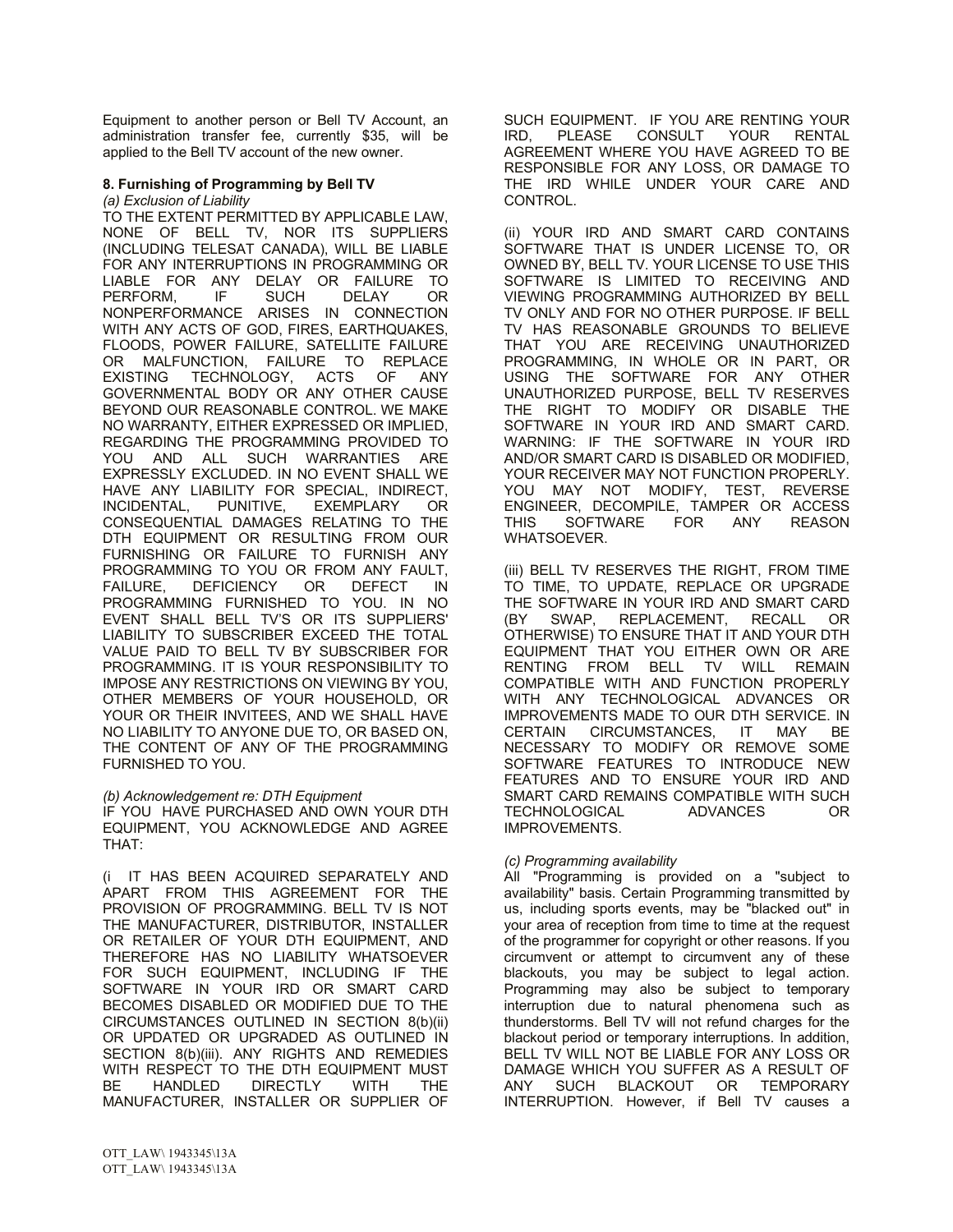Equipment to another person or Bell TV Account, an administration transfer fee, currently $35, will be applied to the Bell TV account of the new owner.

### 8. Furnishing of Programming by Bell TV

*(a) Exclusion of Liability*

TO THE EXTENT PERMITTED BY APPLICABLE LAW, NONE OF BELL TV, NOR ITS SUPPLIERS (INCLUDING TELESAT CANADA), WILL BE LIABLE FOR ANY INTERRUPTIONS IN PROGRAMMING OR LIABLE FOR ANY DELAY OR FAILURE TO PERFORM, IF SUCH DELAY OR NONPERFORMANCE ARISES IN CONNECTION WITH ANY ACTS OF GOD, FIRES, EARTHQUAKES, FLOODS, POWER FAILURE, SATELLITE FAILURE OR MALFUNCTION, FAILURE TO REPLACE EXISTING TECHNOLOGY, ACTS OF ANY GOVERNMENTAL BODY OR ANY OTHER CAUSE BEYOND OUR REASONABLE CONTROL. WE MAKE NO WARRANTY, EITHER EXPRESSED OR IMPLIED, REGARDING THE PROGRAMMING PROVIDED TO YOU AND ALL SUCH WARRANTIES ARE EXPRESSLY EXCLUDED. IN NO EVENT SHALL WE HAVE ANY LIABILITY FOR SPECIAL, INDIRECT, INCIDENTAL, PUNITIVE, EXEMPLARY OR CONSEQUENTIAL DAMAGES RELATING TO THE DTH EQUIPMENT OR RESULTING FROM OUR FURNISHING OR FAILURE TO FURNISH ANY PROGRAMMING TO YOU OR FROM ANY FAULT, FAILURE, DEFICIENCY OR DEFECT IN PROGRAMMING FURNISHED TO YOU. IN NO EVENT SHALL BELL TV'S OR ITS SUPPLIERS' LIABILITY TO SUBSCRIBER EXCEED THE TOTAL VALUE PAID TO BELL TV BY SUBSCRIBER FOR PROGRAMMING. IT IS YOUR RESPONSIBILITY TO IMPOSE ANY RESTRICTIONS ON VIEWING BY YOU, OTHER MEMBERS OF YOUR HOUSEHOLD, OR YOUR OR THEIR INVITEES, AND WE SHALL HAVE NO LIABILITY TO ANYONE DUE TO, OR BASED ON, THE CONTENT OF ANY OF THE PROGRAMMING FURNISHED TO YOU.

*(b) Acknowledgement re: DTH Equipment*

IF YOU HAVE PURCHASED AND OWN YOUR DTH EQUIPMENT, YOU ACKNOWLEDGE AND AGREE THAT:

(i IT HAS BEEN ACQUIRED SEPARATELY AND APART FROM THIS AGREEMENT FOR THE PROVISION OF PROGRAMMING. BELL TV IS NOT THE MANUFACTURER, DISTRIBUTOR, INSTALLER OR RETAILER OF YOUR DTH EQUIPMENT, AND THEREFORE HAS NO LIABILITY WHATSOEVER FOR SUCH EQUIPMENT, INCLUDING IF THE SOFTWARE IN YOUR IRD OR SMART CARD BECOMES DISABLED OR MODIFIED DUE TO THE CIRCUMSTANCES OUTLINED IN SECTION 8(b)(ii) OR UPDATED OR UPGRADED AS OUTLINED IN SECTION 8(b)(iii). ANY RIGHTS AND REMEDIES WITH RESPECT TO THE DTH EQUIPMENT MUST BE HANDLED DIRECTLY WITH THE MANUFACTURER, INSTALLER OR SUPPLIER OF SUCH EQUIPMENT. IF YOU ARE RENTING YOUR IRD, PLEASE CONSULT YOUR RENTAL AGREEMENT WHERE YOU HAVE AGREED TO BE RESPONSIBLE FOR ANY LOSS, OR DAMAGE TO THE IRD WHILE UNDER YOUR CARE AND CONTROL.

(ii) YOUR IRD AND SMART CARD CONTAINS SOFTWARE THAT IS UNDER LICENSE TO, OR OWNED BY, BELL TV. YOUR LICENSE TO USE THIS SOFTWARE IS LIMITED TO RECEIVING AND VIEWING PROGRAMMING AUTHORIZED BY BELL TV ONLY AND FOR NO OTHER PURPOSE. IF BELL TV HAS REASONABLE GROUNDS TO BELIEVE THAT YOU ARE RECEIVING UNAUTHORIZED PROGRAMMING, IN WHOLE OR IN PART, OR USING THE SOFTWARE FOR ANY OTHER UNAUTHORIZED PURPOSE, BELL TV RESERVES THE RIGHT TO MODIFY OR DISABLE THE SOFTWARE IN YOUR IRD AND SMART CARD. WARNING: IF THE SOFTWARE IN YOUR IRD AND/OR SMART CARD IS DISABLED OR MODIFIED, YOUR RECEIVER MAY NOT FUNCTION PROPERLY. YOU MAY NOT MODIFY, TEST, REVERSE ENGINEER, DECOMPILE, TAMPER OR ACCESS THIS SOFTWARE FOR ANY REASON WHATSOEVER.

(iii) BELL TV RESERVES THE RIGHT, FROM TIME TO TIME, TO UPDATE, REPLACE OR UPGRADE THE SOFTWARE IN YOUR IRD AND SMART CARD (BY SWAP, REPLACEMENT, RECALL OR OTHERWISE) TO ENSURE THAT IT AND YOUR DTH EQUIPMENT THAT YOU EITHER OWN OR ARE RENTING FROM BELL TV WILL REMAIN COMPATIBLE WITH AND FUNCTION PROPERLY WITH ANY TECHNOLOGICAL ADVANCES OR IMPROVEMENTS MADE TO OUR DTH SERVICE. IN CERTAIN CIRCUMSTANCES, IT MAY BE NECESSARY TO MODIFY OR REMOVE SOME SOFTWARE FEATURES TO INTRODUCE NEW FEATURES AND TO ENSURE YOUR IRD AND SMART CARD REMAINS COMPATIBLE WITH SUCH TECHNOLOGICAL ADVANCES OR IMPROVEMENTS.

*(c) Programming availability*

All "Programming is provided on a "subject to availability" basis. Certain Programming transmitted by us, including sports events, may be "blacked out" in your area of reception from time to time at the request of the programmer for copyright or other reasons. If you circumvent or attempt to circumvent any of these blackouts, you may be subject to legal action. Programming may also be subject to temporary interruption due to natural phenomena such as thunderstorms. Bell TV will not refund charges for the blackout period or temporary interruptions. In addition, BELL TV WILL NOT BE LIABLE FOR ANY LOSS OR DAMAGE WHICH YOU SUFFER AS A RESULT OF ANY SUCH BLACKOUT OR TEMPORARY INTERRUPTION. However, if Bell TV causes a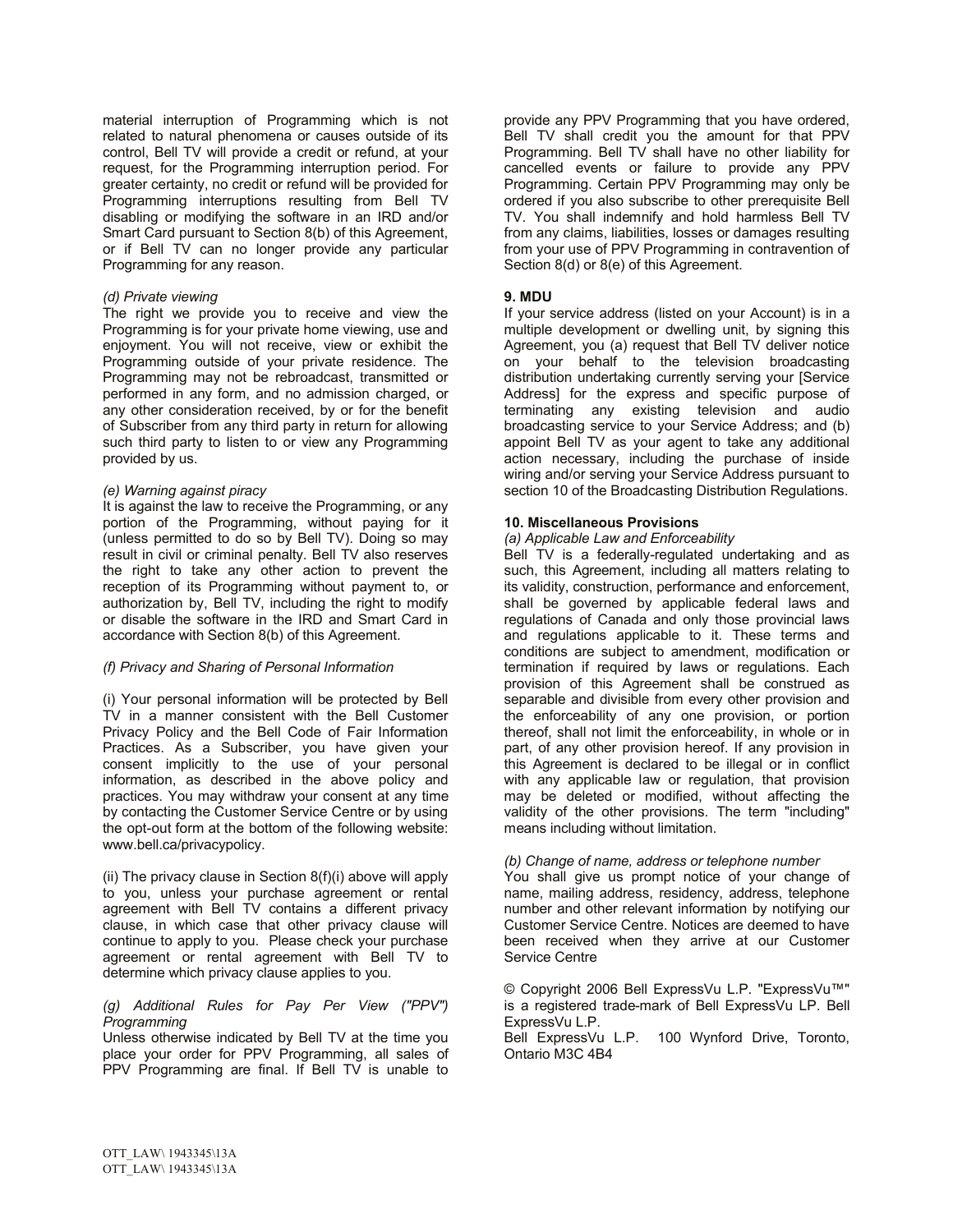material interruption of Programming which is not related to natural phenomena or causes outside of its control, Bell TV will provide a credit or refund, at your request, for the Programming interruption period. For greater certainty, no credit or refund will be provided for Programming interruptions resulting from Bell TV disabling or modifying the software in an IRD and/or Smart Card pursuant to Section 8(b) of this Agreement, or if Bell TV can no longer provide any particular Programming for any reason.

*(d) Private viewing*

The right we provide you to receive and view the Programming is for your private home viewing, use and enjoyment. You will not receive, view or exhibit the Programming outside of your private residence. The Programming may not be rebroadcast, transmitted or performed in any form, and no admission charged, or any other consideration received, by or for the benefit of Subscriber from any third party in return for allowing such third party to listen to or view any Programming provided by us.

*(e) Warning against piracy*

It is against the law to receive the Programming, or any portion of the Programming, without paying for it (unless permitted to do so by Bell TV). Doing so may result in civil or criminal penalty. Bell TV also reserves the right to take any other action to prevent the reception of its Programming without payment to, or authorization by, Bell TV, including the right to modify or disable the software in the IRD and Smart Card in accordance with Section 8(b) of this Agreement.

*(f) Privacy and Sharing of Personal Information*

(i) Your personal information will be protected by Bell TV in a manner consistent with the Bell Customer Privacy Policy and the Bell Code of Fair Information Practices. As a Subscriber, you have given your consent implicitly to the use of your personal information, as described in the above policy and practices. You may withdraw your consent at any time by contacting the Customer Service Centre or by using the opt-out form at the bottom of the following website: www.bell.ca/privacypolicy.

(ii) The privacy clause in Section 8(f)(i) above will apply to you, unless your purchase agreement or rental agreement with Bell TV contains a different privacy clause, in which case that other privacy clause will continue to apply to you. Please check your purchase agreement or rental agreement with Bell TV to determine which privacy clause applies to you.

*(g) Additional Rules for Pay Per View ("PPV") Programming*

Unless otherwise indicated by Bell TV at the time you place your order for PPV Programming, all sales of PPV Programming are final. If Bell TV is unable to provide any PPV Programming that you have ordered, Bell TV shall credit you the amount for that PPV Programming. Bell TV shall have no other liability for cancelled events or failure to provide any PPV Programming. Certain PPV Programming may only be ordered if you also subscribe to other prerequisite Bell TV. You shall indemnify and hold harmless Bell TV from any claims, liabilities, losses or damages resulting from your use of PPV Programming in contravention of Section 8(d) or 8(e) of this Agreement.

**9. MDU**

If your service address (listed on your Account) is in a multiple development or dwelling unit, by signing this Agreement, you (a) request that Bell TV deliver notice on your behalf to the television broadcasting distribution undertaking currently serving your [Service Address] for the express and specific purpose of terminating any existing television and audio broadcasting service to your Service Address; and (b) appoint Bell TV as your agent to take any additional action necessary, including the purchase of inside wiring and/or serving your Service Address pursuant to section 10 of the Broadcasting Distribution Regulations.

**10. Miscellaneous Provisions**

*(a) Applicable Law and Enforceability*

Bell TV is a federally-regulated undertaking and as such, this Agreement, including all matters relating to its validity, construction, performance and enforcement, shall be governed by applicable federal laws and regulations of Canada and only those provincial laws and regulations applicable to it. These terms and conditions are subject to amendment, modification or termination if required by laws or regulations. Each provision of this Agreement shall be construed as separable and divisible from every other provision and the enforceability of any one provision, or portion thereof, shall not limit the enforceability, in whole or in part, of any other provision hereof. If any provision in this Agreement is declared to be illegal or in conflict with any applicable law or regulation, that provision may be deleted or modified, without affecting the validity of the other provisions. The term "including" means including without limitation.

*(b) Change of name, address or telephone number*

You shall give us prompt notice of your change of name, mailing address, residency, address, telephone number and other relevant information by notifying our Customer Service Centre. Notices are deemed to have been received when they arrive at our Customer Service Centre

© Copyright 2006 Bell ExpressVu L.P. "ExpressVu™" is a registered trade-mark of Bell ExpressVu LP. Bell ExpressVu L.P.
Bell ExpressVu L.P. 100 Wynford Drive, Toronto, Ontario M3C 4B4

OTT_LAW\ 1943345\13A
OTT_LAW\ 1943345\13A